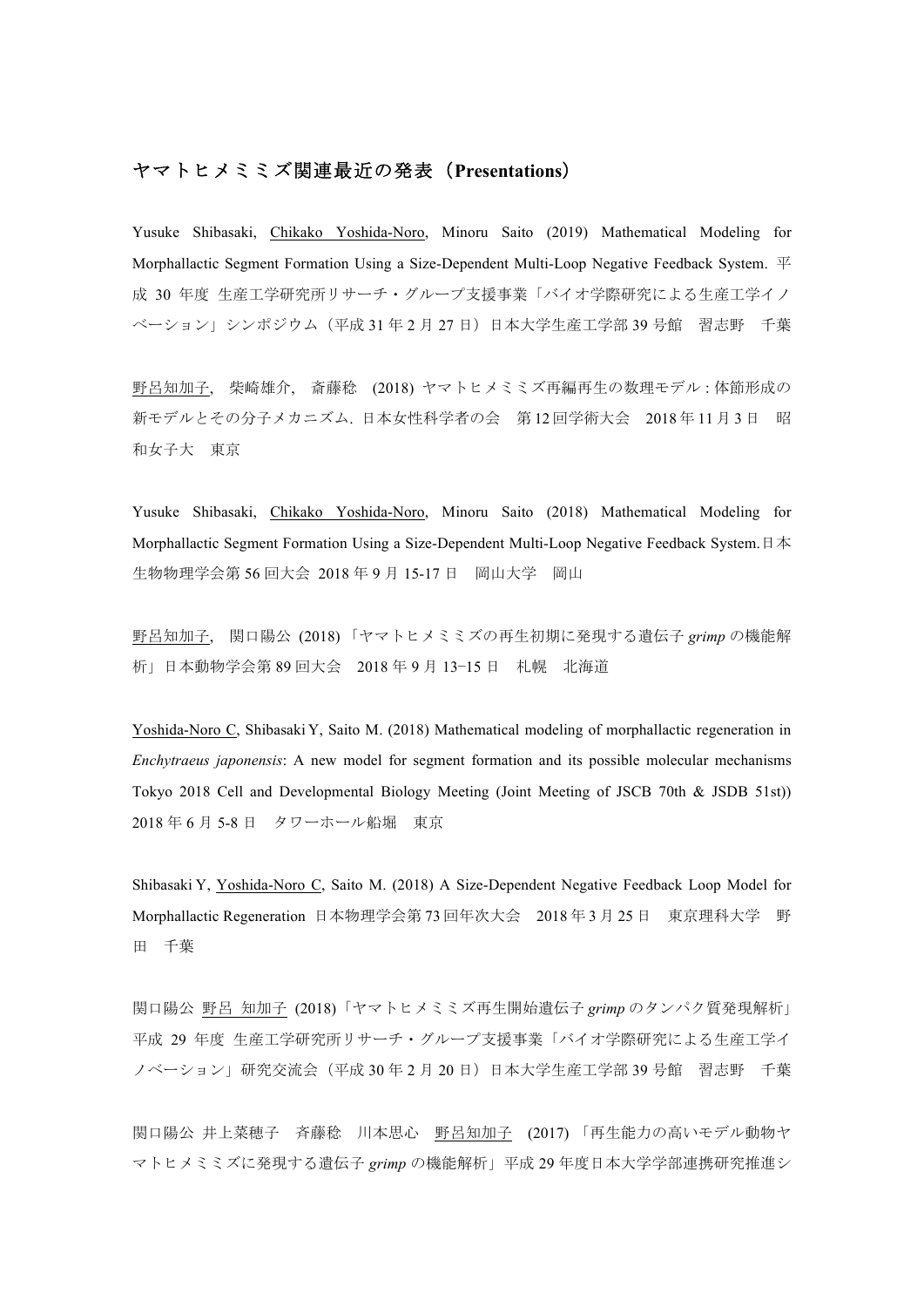## ヤマトヒメミミズ関連最近の発表（**Presentations**）

Yusuke Shibasaki, <u>Chikako Yoshida-Noro</u>, Minoru Saito (2019) Mathematical Modeling for Morphallactic Segment Formation Using a Size-Dependent Multi-Loop Negative Feedback System. 平成 30 年度 生産工学研究所リサーチ・グループ支援事業「バイオ学際研究による生産工学イノベーション」シンポジウム（平成 31 年 2 月 27 日）日本大学生産工学部 39 号館　習志野　千葉

<u>野呂知加子</u>, 柴崎雄介, 斎藤稔 (2018) ヤマトヒメミミズ再編再生の数理モデル : 体節形成の新モデルとその分子メカニズム. 日本女性科学者の会　第 12 回学術大会　2018 年 11 月 3 日　昭和女子大　東京

Yusuke Shibasaki, <u>Chikako Yoshida-Noro</u>, Minoru Saito (2018) Mathematical Modeling for Morphallactic Segment Formation Using a Size-Dependent Multi-Loop Negative Feedback System.日本生物物理学会第 56 回大会 2018 年 9 月 15-17 日　岡山大学　岡山

<u>野呂知加子</u>, 関口陽公 (2018) 「ヤマトヒメミミズの再生初期に発現する遺伝子 *grimp* の機能解析」日本動物学会第 89 回大会　2018 年 9 月 13−15 日　札幌　北海道

<u>Yoshida-Noro C</u>, Shibasaki Y, Saito M. (2018) Mathematical modeling of morphallactic regeneration in *Enchytraeus japonensis*: A new model for segment formation and its possible molecular mechanisms Tokyo 2018 Cell and Developmental Biology Meeting (Joint Meeting of JSCB 70th & JSDB 51st)) 2018 年 6 月 5-8 日　タワーホール船堀　東京

Shibasaki Y, <u>Yoshida-Noro C</u>, Saito M. (2018) A Size-Dependent Negative Feedback Loop Model for Morphallactic Regeneration 日本物理学会第 73 回年次大会　2018 年 3 月 25 日　東京理科大学　野田　千葉

関口陽公 <u>野呂 知加子</u> (2018)「ヤマトヒメミミズ再生開始遺伝子 *grimp* のタンパク質発現解析」平成 29 年度 生産工学研究所リサーチ・グループ支援事業「バイオ学際研究による生産工学イノベーション」研究交流会（平成 30 年 2 月 20 日）日本大学生産工学部 39 号館　習志野　千葉

関口陽公 井上菜穂子　斉藤稔　川本思心　<u>野呂知加子</u> (2017) 「再生能力の高いモデル動物ヤマトヒメミミズに発現する遺伝子 *grimp* の機能解析」平成 29 年度日本大学学部連携研究推進シ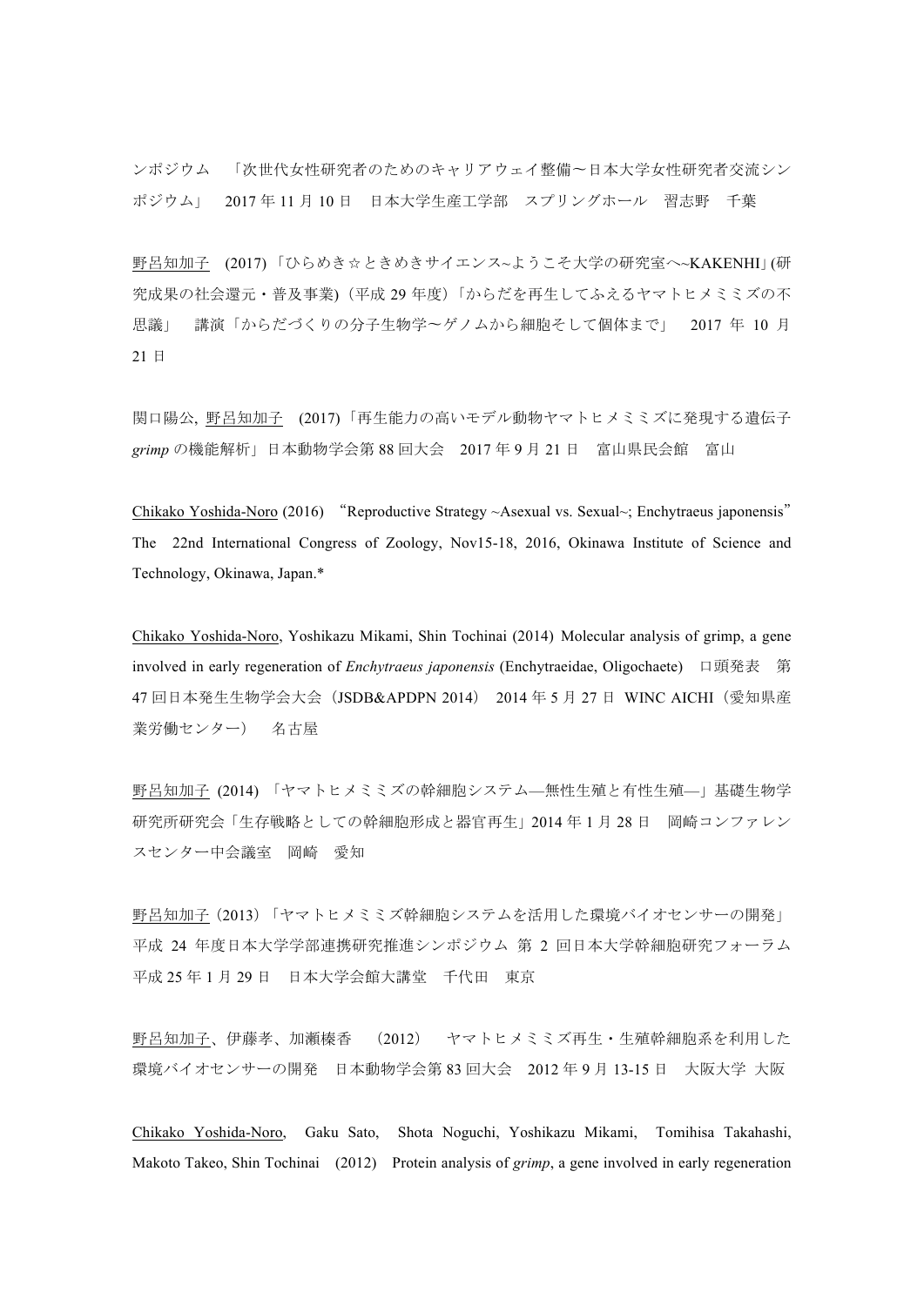ンポジウム　「次世代女性研究者のためのキャリアウェイ整備〜日本大学女性研究者交流シンポジウム」　2017 年 11 月 10 日　日本大学生産工学部　スプリングホール　習志野　千葉

<u>野呂知加子</u>　(2017)「ひらめき☆ときめきサイエンス~ようこそ大学の研究室へ~KAKENHI」(研究成果の社会還元・普及事業)（平成 29 年度）「からだを再生してふえるヤマトヒメミミズの不思議」　講演「からだづくりの分子生物学〜ゲノムから細胞そして個体まで」　2017 年 10 月 21 日

関口陽公, <u>野呂知加子</u>　(2017)「再生能力の高いモデル動物ヤマトヒメミミズに発現する遺伝子 *grimp* の機能解析」日本動物学会第 88 回大会　2017 年 9 月 21 日　富山県民会館　富山

<u>Chikako Yoshida-Noro</u> (2016) "Reproductive Strategy ~Asexual vs. Sexual~; Enchytraeus japonensis" The 22nd International Congress of Zoology, Nov15-18, 2016, Okinawa Institute of Science and Technology, Okinawa, Japan.*

<u>Chikako Yoshida-Noro</u>, Yoshikazu Mikami, Shin Tochinai (2014) Molecular analysis of grimp, a gene involved in early regeneration of *Enchytraeus japonensis* (Enchytraeidae, Oligochaete)　口頭発表　第 47 回日本発生生物学会大会（JSDB&APDPN 2014）　2014 年 5 月 27 日　WINC AICHI（愛知県産業労働センター）　名古屋

<u>野呂知加子</u> (2014) 「ヤマトヒメミミズの幹細胞システム—無性生殖と有性生殖—」基礎生物学研究所研究会「生存戦略としての幹細胞形成と器官再生」2014 年 1 月 28 日　岡崎コンファレンスセンター中会議室　岡崎　愛知

<u>野呂知加子</u>（2013）「ヤマトヒメミミズ幹細胞システムを活用した環境バイオセンサーの開発」平成 24 年度日本大学学部連携研究推進シンポジウム　第 2 回日本大学幹細胞研究フォーラム　平成 25 年 1 月 29 日　日本大学会館大講堂　千代田　東京

<u>野呂知加子</u>、伊藤孝、加瀬榛香　（2012）　ヤマトヒメミミズ再生・生殖幹細胞系を利用した環境バイオセンサーの開発　日本動物学会第 83 回大会　2012 年 9 月 13-15 日　大阪大学 大阪

<u>Chikako Yoshida-Noro</u>, Gaku Sato, Shota Noguchi, Yoshikazu Mikami, Tomihisa Takahashi, Makoto Takeo, Shin Tochinai (2012) Protein analysis of *grimp*, a gene involved in early regeneration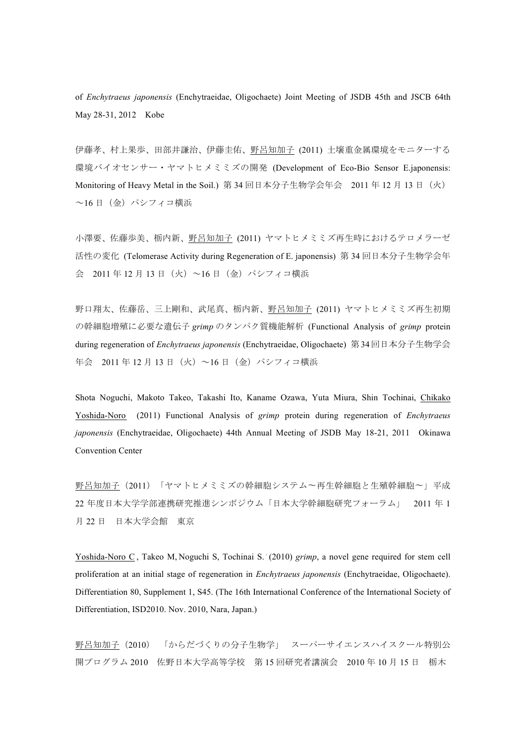of *Enchytraeus japonensis* (Enchytraeidae, Oligochaete) Joint Meeting of JSDB 45th and JSCB 64th May 28-31, 2012　Kobe

伊藤孝、村上果歩、田部井謙治、伊藤圭佑、野呂知加子 (2011) 土壌重金属環境をモニターする環境バイオセンサー・ヤマトヒメミミズの開発 (Development of Eco-Bio Sensor E.japonensis: Monitoring of Heavy Metal in the Soil.) 第 34 回日本分子生物学会年会　2011 年 12 月 13 日（火）～16 日（金）パシフィコ横浜

小澤要、佐藤歩美、栃内新、野呂知加子 (2011) ヤマトヒメミミズ再生時におけるテロメラーゼ活性の変化 (Telomerase Activity during Regeneration of E. japonensis) 第 34 回日本分子生物学会年会　2011 年 12 月 13 日（火）～16 日（金）パシフィコ横浜

野口翔太、佐藤岳、三上剛和、武尾真、栃内新、野呂知加子 (2011) ヤマトヒメミミズ再生初期の幹細胞増殖に必要な遺伝子 *grimp* のタンパク質機能解析 (Functional Analysis of *grimp* protein during regeneration of *Enchytraeus japonensis* (Enchytraeidae, Oligochaete) 第 34 回日本分子生物学会年会　2011 年 12 月 13 日（火）～16 日（金）パシフィコ横浜

Shota Noguchi, Makoto Takeo, Takashi Ito, Kaname Ozawa, Yuta Miura, Shin Tochinai, Chikako Yoshida-Noro (2011) Functional Analysis of *grimp* protein during regeneration of *Enchytraeus japonensis* (Enchytraeidae, Oligochaete) 44th Annual Meeting of JSDB May 18-21, 2011　Okinawa Convention Center

野呂知加子（2011）「ヤマトヒメミミズの幹細胞システム～再生幹細胞と生殖幹細胞～」平成 22 年度日本大学学部連携研究推進シンポジウム「日本大学幹細胞研究フォーラム」　2011 年 1 月 22 日　日本大学会館　東京

Yoshida-Noro C , Takeo M, Noguchi S, Tochinai S. (2010) *grimp*, a novel gene required for stem cell proliferation at an initial stage of regeneration in *Enchytraeus japonensis* (Enchytraeidae, Oligochaete). Differentiation 80, Supplement 1, S45. (The 16th International Conference of the International Society of Differentiation, ISD2010. Nov. 2010, Nara, Japan.)

野呂知加子（2010）　「からだづくりの分子生物学」　スーパーサイエンスハイスクール特別公開プログラム 2010　佐野日本大学高等学校　第 15 回研究者講演会　2010 年 10 月 15 日　栃木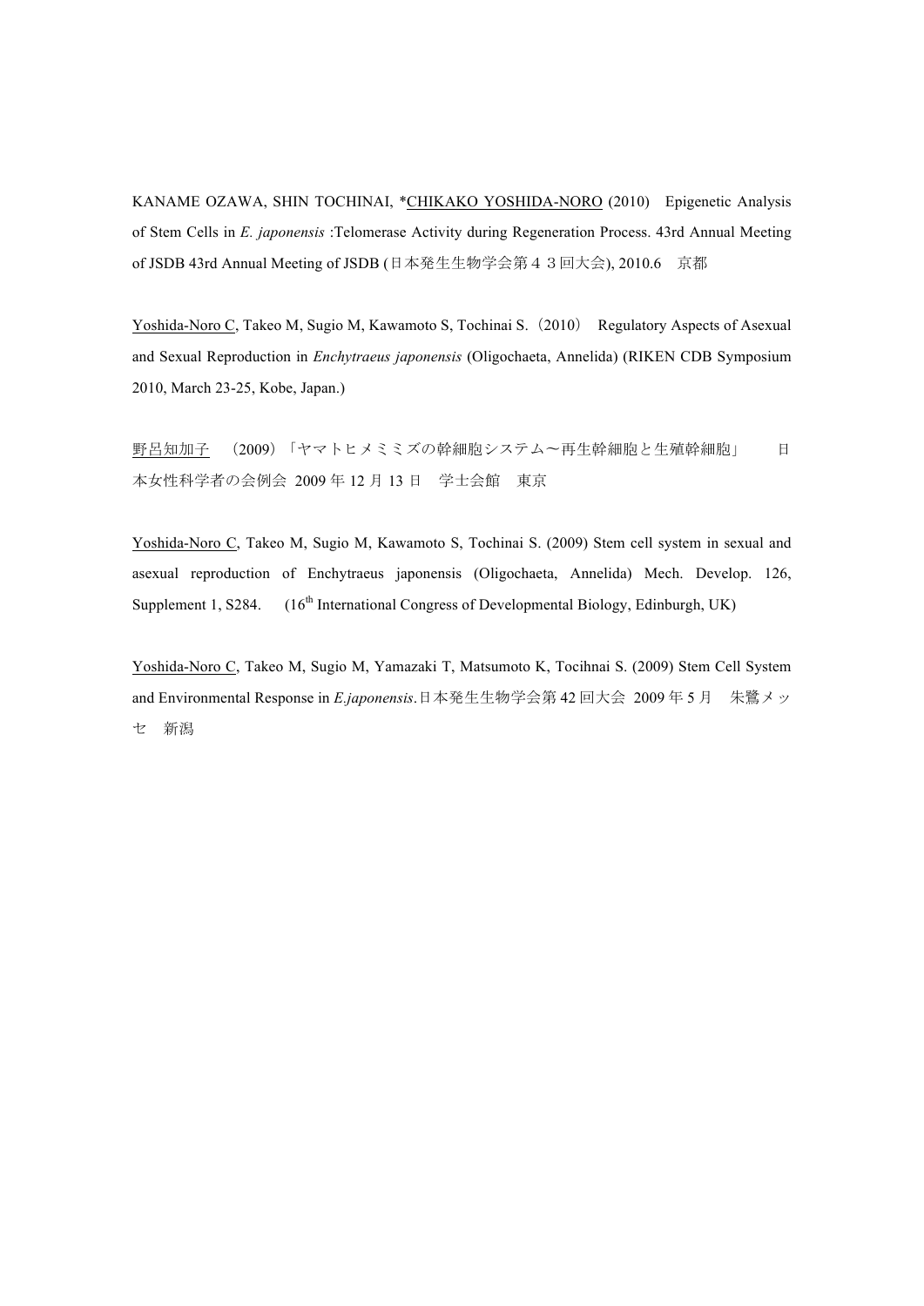KANAME OZAWA, SHIN TOCHINAI, *CHIKAKO YOSHIDA-NORO (2010) Epigenetic Analysis of Stem Cells in *E. japonensis* :Telomerase Activity during Regeneration Process. 43rd Annual Meeting of JSDB 43rd Annual Meeting of JSDB (日本発生生物学会第４３回大会), 2010.6 京都

Yoshida-Noro C, Takeo M, Sugio M, Kawamoto S, Tochinai S.（2010） Regulatory Aspects of Asexual and Sexual Reproduction in *Enchytraeus japonensis* (Oligochaeta, Annelida) (RIKEN CDB Symposium 2010, March 23-25, Kobe, Japan.)

野呂知加子 （2009）「ヤマトヒメミミズの幹細胞システム〜再生幹細胞と生殖幹細胞」 日本女性科学者の会例会 2009 年 12 月 13 日 学士会館 東京

Yoshida-Noro C, Takeo M, Sugio M, Kawamoto S, Tochinai S. (2009) Stem cell system in sexual and asexual reproduction of Enchytraeus japonensis (Oligochaeta, Annelida) Mech. Develop. 126, Supplement 1, S284. (16th International Congress of Developmental Biology, Edinburgh, UK)

Yoshida-Noro C, Takeo M, Sugio M, Yamazaki T, Matsumoto K, Tocihnai S. (2009) Stem Cell System and Environmental Response in *E.japonensis*.日本発生生物学会第 42 回大会 2009 年 5 月 朱鷺メッセ 新潟